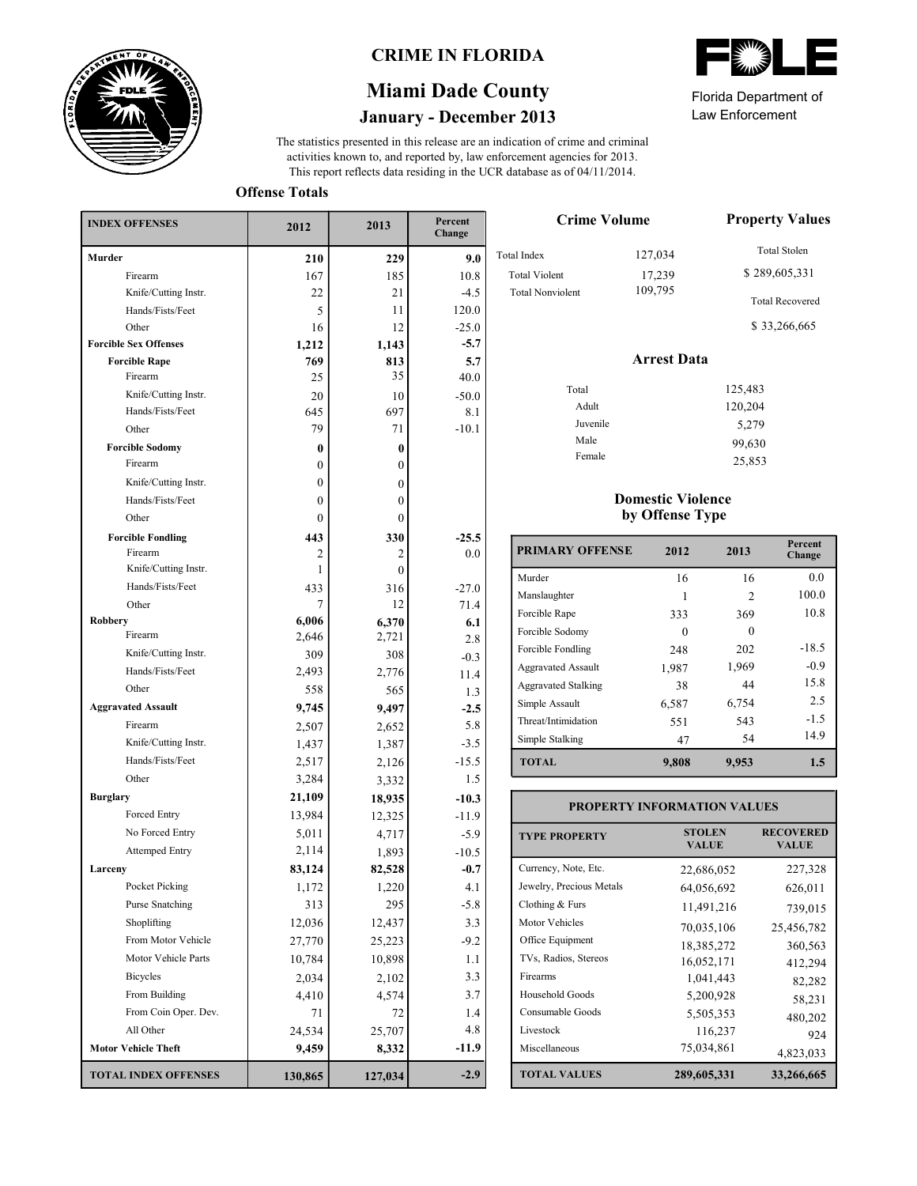# CRIME IN FLORIDA

## Miami Dade County

### January - December 2013

Florida Department of Law Enforcement

The statistics presented in this release are an indication of crime and criminal activities known to, and reported by, law enforcement agencies for 2013. This report reflects data residing in the UCR database as of 04/11/2014.

### Offense Totals

| INDEX OFFENSES | 2012 | 2013 | Percent Change |
|---|---|---|---|
| **Murder** | **210** | **229** | **9.0** |
| Firearm | 167 | 185 | 10.8 |
| Knife/Cutting Instr. | 22 | 21 | -4.5 |
| Hands/Fists/Feet | 5 | 11 | 120.0 |
| Other | 16 | 12 | -25.0 |
| **Forcible Sex Offenses** | **1,212** | **1,143** | **-5.7** |
| **Forcible Rape** | **769** | **813** | **5.7** |
| Firearm | 25 | 35 | 40.0 |
| Knife/Cutting Instr. | 20 | 10 | -50.0 |
| Hands/Fists/Feet | 645 | 697 | 8.1 |
| Other | 79 | 71 | -10.1 |
| **Forcible Sodomy** | **0** | **0** | |
| Firearm | 0 | 0 | |
| Knife/Cutting Instr. | 0 | 0 | |
| Hands/Fists/Feet | 0 | 0 | |
| Other | 0 | 0 | |
| **Forcible Fondling** | **443** | **330** | **-25.5** |
| Firearm | 2 | 2 | 0.0 |
| Knife/Cutting Instr. | 1 | 0 | |
| Hands/Fists/Feet | 433 | 316 | -27.0 |
| Other | 7 | 12 | 71.4 |
| **Robbery** | **6,006** | **6,370** | **6.1** |
| Firearm | 2,646 | 2,721 | 2.8 |
| Knife/Cutting Instr. | 309 | 308 | -0.3 |
| Hands/Fists/Feet | 2,493 | 2,776 | 11.4 |
| Other | 558 | 565 | 1.3 |
| **Aggravated Assault** | **9,745** | **9,497** | **-2.5** |
| Firearm | 2,507 | 2,652 | 5.8 |
| Knife/Cutting Instr. | 1,437 | 1,387 | -3.5 |
| Hands/Fists/Feet | 2,517 | 2,126 | -15.5 |
| Other | 3,284 | 3,332 | 1.5 |
| **Burglary** | **21,109** | **18,935** | **-10.3** |
| Forced Entry | 13,984 | 12,325 | -11.9 |
| No Forced Entry | 5,011 | 4,717 | -5.9 |
| Attemped Entry | 2,114 | 1,893 | -10.5 |
| **Larceny** | **83,124** | **82,528** | **-0.7** |
| Pocket Picking | 1,172 | 1,220 | 4.1 |
| Purse Snatching | 313 | 295 | -5.8 |
| Shoplifting | 12,036 | 12,437 | 3.3 |
| From Motor Vehicle | 27,770 | 25,223 | -9.2 |
| Motor Vehicle Parts | 10,784 | 10,898 | 1.1 |
| Bicycles | 2,034 | 2,102 | 3.3 |
| From Building | 4,410 | 4,574 | 3.7 |
| From Coin Oper. Dev. | 71 | 72 | 1.4 |
| All Other | 24,534 | 25,707 | 4.8 |
| **Motor Vehicle Theft** | **9,459** | **8,332** | **-11.9** |
| **TOTAL INDEX OFFENSES** | **130,865** | **127,034** | **-2.9** |

### Crime Volume

| | |
|---|---|
| Total Index | 127,034 |
| Total Violent | 17,239 |
| Total Nonviolent | 109,795 |

### Property Values

Total Stolen

$ 289,605,331

Total Recovered

$ 33,266,665

### Arrest Data

| | |
|---|---|
| Total | 125,483 |
| Adult | 120,204 |
| Juvenile | 5,279 |
| Male | 99,630 |
| Female | 25,853 |

### Domestic Violence by Offense Type

| PRIMARY OFFENSE | 2012 | 2013 | Percent Change |
|---|---|---|---|
| Murder | 16 | 16 | 0.0 |
| Manslaughter | 1 | 2 | 100.0 |
| Forcible Rape | 333 | 369 | 10.8 |
| Forcible Sodomy | 0 | 0 | |
| Forcible Fondling | 248 | 202 | -18.5 |
| Aggravated Assault | 1,987 | 1,969 | -0.9 |
| Aggravated Stalking | 38 | 44 | 15.8 |
| Simple Assault | 6,587 | 6,754 | 2.5 |
| Threat/Intimidation | 551 | 543 | -1.5 |
| Simple Stalking | 47 | 54 | 14.9 |
| **TOTAL** | **9,808** | **9,953** | **1.5** |

### PROPERTY INFORMATION VALUES

| TYPE PROPERTY | STOLEN VALUE | RECOVERED VALUE |
|---|---|---|
| Currency, Note, Etc. | 22,686,052 | 227,328 |
| Jewelry, Precious Metals | 64,056,692 | 626,011 |
| Clothing & Furs | 11,491,216 | 739,015 |
| Motor Vehicles | 70,035,106 | 25,456,782 |
| Office Equipment | 18,385,272 | 360,563 |
| TVs, Radios, Stereos | 16,052,171 | 412,294 |
| Firearms | 1,041,443 | 82,282 |
| Household Goods | 5,200,928 | 58,231 |
| Consumable Goods | 5,505,353 | 480,202 |
| Livestock | 116,237 | 924 |
| Miscellaneous | 75,034,861 | 4,823,033 |
| **TOTAL VALUES** | **289,605,331** | **33,266,665** |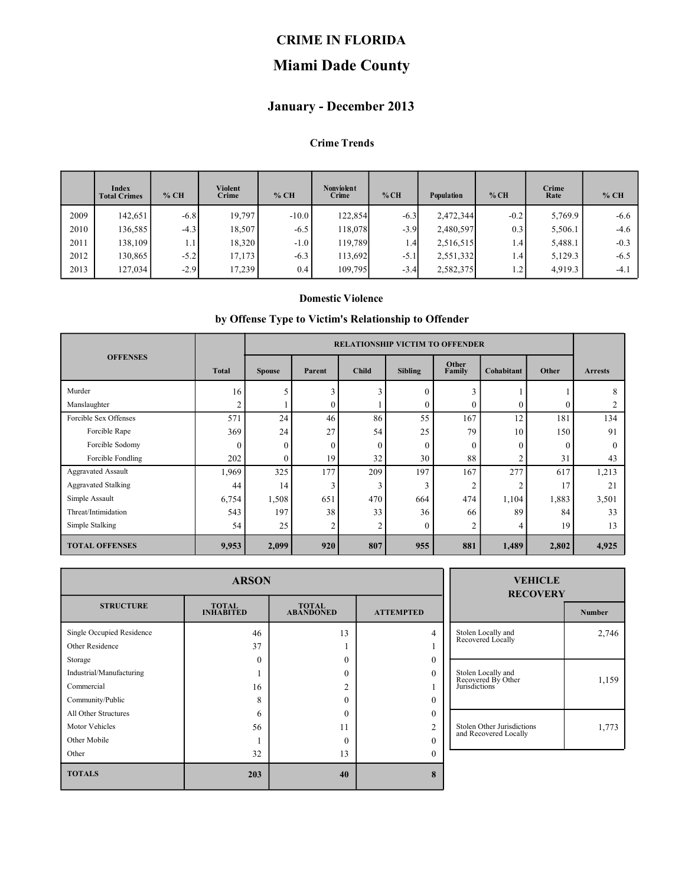# CRIME IN FLORIDA

## Miami Dade County

### January - December 2013

**Crime Trends**

| | Index Total Crimes | % CH | Violent Crime | % CH | Nonviolent Crime | % CH | Population | % CH | Crime Rate | % CH |
|---|---|---|---|---|---|---|---|---|---|---|
| 2009 | 142,651 | -6.8 | 19,797 | -10.0 | 122,854 | -6.3 | 2,472,344 | -0.2 | 5,769.9 | -6.6 |
| 2010 | 136,585 | -4.3 | 18,507 | -6.5 | 118,078 | -3.9 | 2,480,597 | 0.3 | 5,506.1 | -4.6 |
| 2011 | 138,109 | 1.1 | 18,320 | -1.0 | 119,789 | 1.4 | 2,516,515 | 1.4 | 5,488.1 | -0.3 |
| 2012 | 130,865 | -5.2 | 17,173 | -6.3 | 113,692 | -5.1 | 2,551,332 | 1.4 | 5,129.3 | -6.5 |
| 2013 | 127,034 | -2.9 | 17,239 | 0.4 | 109,795 | -3.4 | 2,582,375 | 1.2 | 4,919.3 | -4.1 |

**Domestic Violence**

**by Offense Type to Victim's Relationship to Offender**

| OFFENSES | | RELATIONSHIP VICTIM TO OFFENDER | | | | | | | |
|---|---|---|---|---|---|---|---|---|---|
| | Total | Spouse | Parent | Child | Sibling | Other Family | Cohabitant | Other | Arrests |
| Murder | 16 | 5 | 3 | 3 | 0 | 3 | 1 | 1 | 8 |
| Manslaughter | 2 | 1 | 0 | 1 | 0 | 0 | 0 | 0 | 2 |
| Forcible Sex Offenses | 571 | 24 | 46 | 86 | 55 | 167 | 12 | 181 | 134 |
| Forcible Rape | 369 | 24 | 27 | 54 | 25 | 79 | 10 | 150 | 91 |
| Forcible Sodomy | 0 | 0 | 0 | 0 | 0 | 0 | 0 | 0 | 0 |
| Forcible Fondling | 202 | 0 | 19 | 32 | 30 | 88 | 2 | 31 | 43 |
| Aggravated Assault | 1,969 | 325 | 177 | 209 | 197 | 167 | 277 | 617 | 1,213 |
| Aggravated Stalking | 44 | 14 | 3 | 3 | 3 | 2 | 2 | 17 | 21 |
| Simple Assault | 6,754 | 1,508 | 651 | 470 | 664 | 474 | 1,104 | 1,883 | 3,501 |
| Threat/Intimidation | 543 | 197 | 38 | 33 | 36 | 66 | 89 | 84 | 33 |
| Simple Stalking | 54 | 25 | 2 | 2 | 0 | 2 | 4 | 19 | 13 |
| **TOTAL OFFENSES** | **9,953** | **2,099** | **920** | **807** | **955** | **881** | **1,489** | **2,802** | **4,925** |

**ARSON**

| STRUCTURE | TOTAL INHABITED | TOTAL ABANDONED | ATTEMPTED |
|---|---|---|---|
| Single Occupied Residence | 46 | 13 | 4 |
| Other Residence | 37 | 1 | 1 |
| Storage | 0 | 0 | 0 |
| Industrial/Manufacturing | 1 | 0 | 0 |
| Commercial | 16 | 2 | 1 |
| Community/Public | 8 | 0 | 0 |
| All Other Structures | 6 | 0 | 0 |
| Motor Vehicles | 56 | 11 | 2 |
| Other Mobile | 1 | 0 | 0 |
| Other | 32 | 13 | 0 |
| **TOTALS** | **203** | **40** | **8** |

**VEHICLE RECOVERY**

| | Number |
|---|---|
| Stolen Locally and Recovered Locally | 2,746 |
| Stolen Locally and Recovered By Other Jurisdictions | 1,159 |
| Stolen Other Jurisdictions and Recovered Locally | 1,773 |